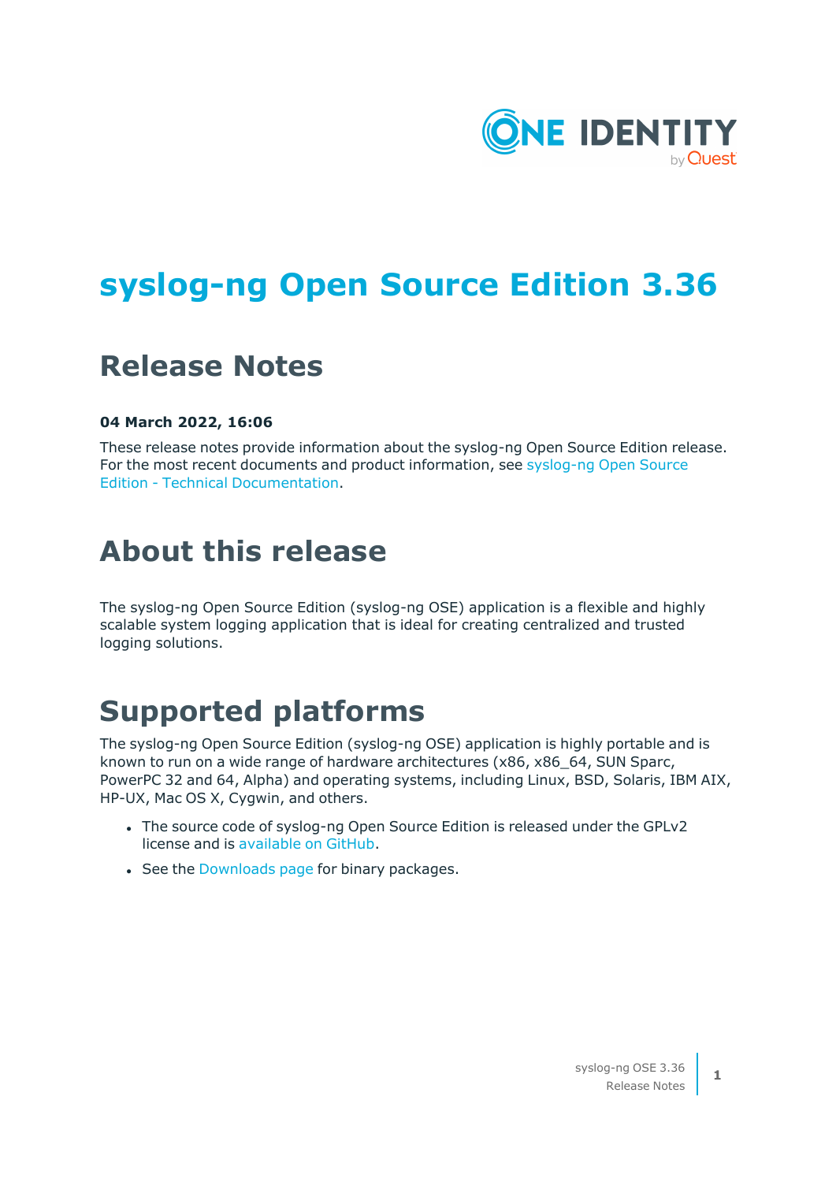# syslog-ng Open Source Edition 3.36

## Release Notes

**04 March 2022, 16:06**

These release notes provide information about the syslog-ng Open Source Edition release. For the most recent documents and product information, see syslog-ng Open Source Edition - Technical Documentation.

# About this release

The syslog-ng Open Source Edition (syslog-ng OSE) application is a flexible and highly scalable system logging application that is ideal for creating centralized and trusted logging solutions.

# Supported platforms

The syslog-ng Open Source Edition (syslog-ng OSE) application is highly portable and is known to run on a wide range of hardware architectures (x86, x86_64, SUN Sparc, PowerPC 32 and 64, Alpha) and operating systems, including Linux, BSD, Solaris, IBM AIX, HP-UX, Mac OS X, Cygwin, and others.

- The source code of syslog-ng Open Source Edition is released under the GPLv2 license and is available on GitHub.
- See the Downloads page for binary packages.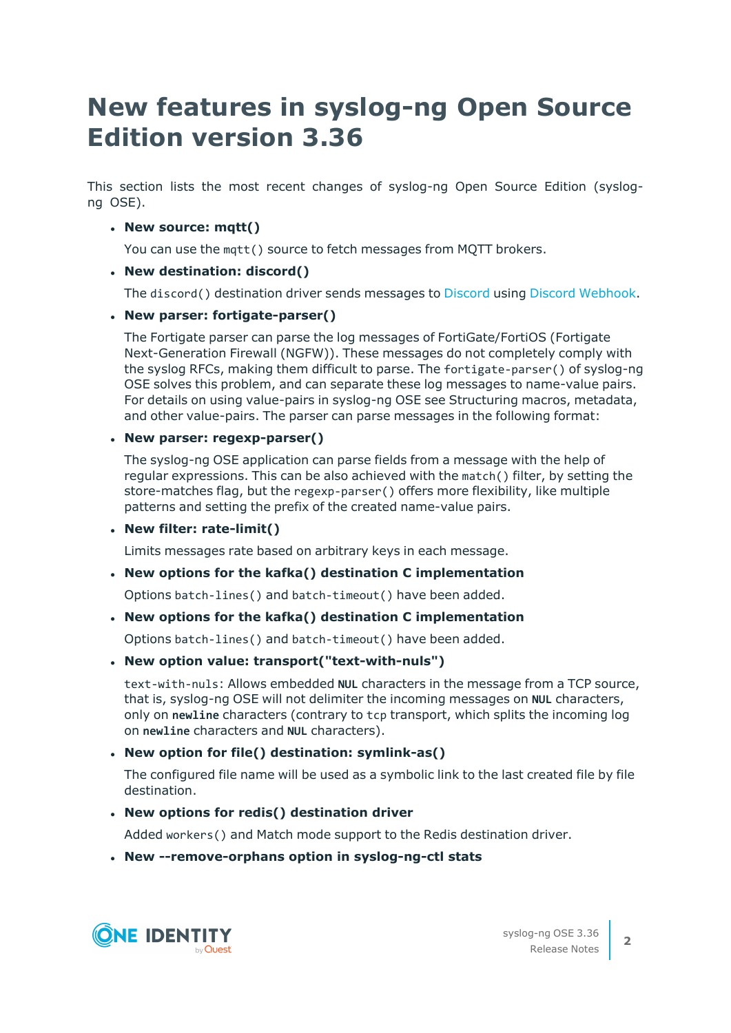# New features in syslog-ng Open Source Edition version 3.36

This section lists the most recent changes of syslog-ng Open Source Edition (syslog-ng OSE).

- **New source: mqtt()**

  You can use the `mqtt()` source to fetch messages from MQTT brokers.

- **New destination: discord()**

  The `discord()` destination driver sends messages to Discord using Discord Webhook.

- **New parser: fortigate-parser()**

  The Fortigate parser can parse the log messages of FortiGate/FortiOS (Fortigate Next-Generation Firewall (NGFW)). These messages do not completely comply with the syslog RFCs, making them difficult to parse. The `fortigate-parser()` of syslog-ng OSE solves this problem, and can separate these log messages to name-value pairs. For details on using value-pairs in syslog-ng OSE see Structuring macros, metadata, and other value-pairs. The parser can parse messages in the following format:

- **New parser: regexp-parser()**

  The syslog-ng OSE application can parse fields from a message with the help of regular expressions. This can be also achieved with the `match()` filter, by setting the store-matches flag, but the `regexp-parser()` offers more flexibility, like multiple patterns and setting the prefix of the created name-value pairs.

- **New filter: rate-limit()**

  Limits messages rate based on arbitrary keys in each message.

- **New options for the kafka() destination C implementation**

  Options `batch-lines()` and `batch-timeout()` have been added.

- **New options for the kafka() destination C implementation**

  Options `batch-lines()` and `batch-timeout()` have been added.

- **New option value: transport("text-with-nuls")**

  `text-with-nuls`: Allows embedded **NUL** characters in the message from a TCP source, that is, syslog-ng OSE will not delimiter the incoming messages on **NUL** characters, only on **newline** characters (contrary to `tcp` transport, which splits the incoming log on **newline** characters and **NUL** characters).

- **New option for file() destination: symlink-as()**

  The configured file name will be used as a symbolic link to the last created file by file destination.

- **New options for redis() destination driver**

  Added `workers()` and Match mode support to the Redis destination driver.

- **New --remove-orphans option in syslog-ng-ctl stats**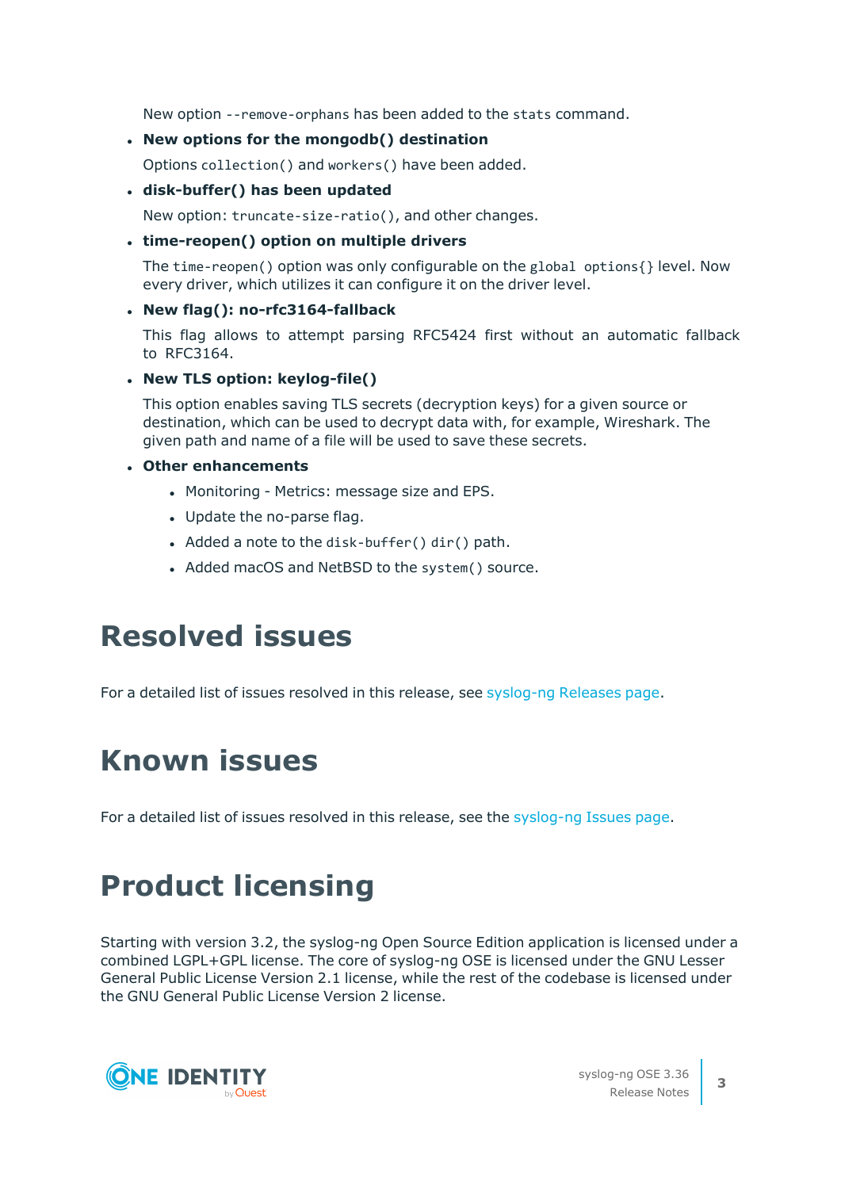New option `--remove-orphans` has been added to the `stats` command.

- **New options for the mongodb() destination**

  Options `collection()` and `workers()` have been added.

- **disk-buffer() has been updated**

  New option: `truncate-size-ratio()`, and other changes.

- **time-reopen() option on multiple drivers**

  The `time-reopen()` option was only configurable on the `global options{}` level. Now every driver, which utilizes it can configure it on the driver level.

- **New flag(): no-rfc3164-fallback**

  This flag allows to attempt parsing RFC5424 first without an automatic fallback to RFC3164.

- **New TLS option: keylog-file()**

  This option enables saving TLS secrets (decryption keys) for a given source or destination, which can be used to decrypt data with, for example, Wireshark. The given path and name of a file will be used to save these secrets.

- **Other enhancements**
  - Monitoring - Metrics: message size and EPS.
  - Update the no-parse flag.
  - Added a note to the `disk-buffer() dir()` path.
  - Added macOS and NetBSD to the `system()` source.

# Resolved issues

For a detailed list of issues resolved in this release, see syslog-ng Releases page.

# Known issues

For a detailed list of issues resolved in this release, see the syslog-ng Issues page.

# Product licensing

Starting with version 3.2, the syslog-ng Open Source Edition application is licensed under a combined LGPL+GPL license. The core of syslog-ng OSE is licensed under the GNU Lesser General Public License Version 2.1 license, while the rest of the codebase is licensed under the GNU General Public License Version 2 license.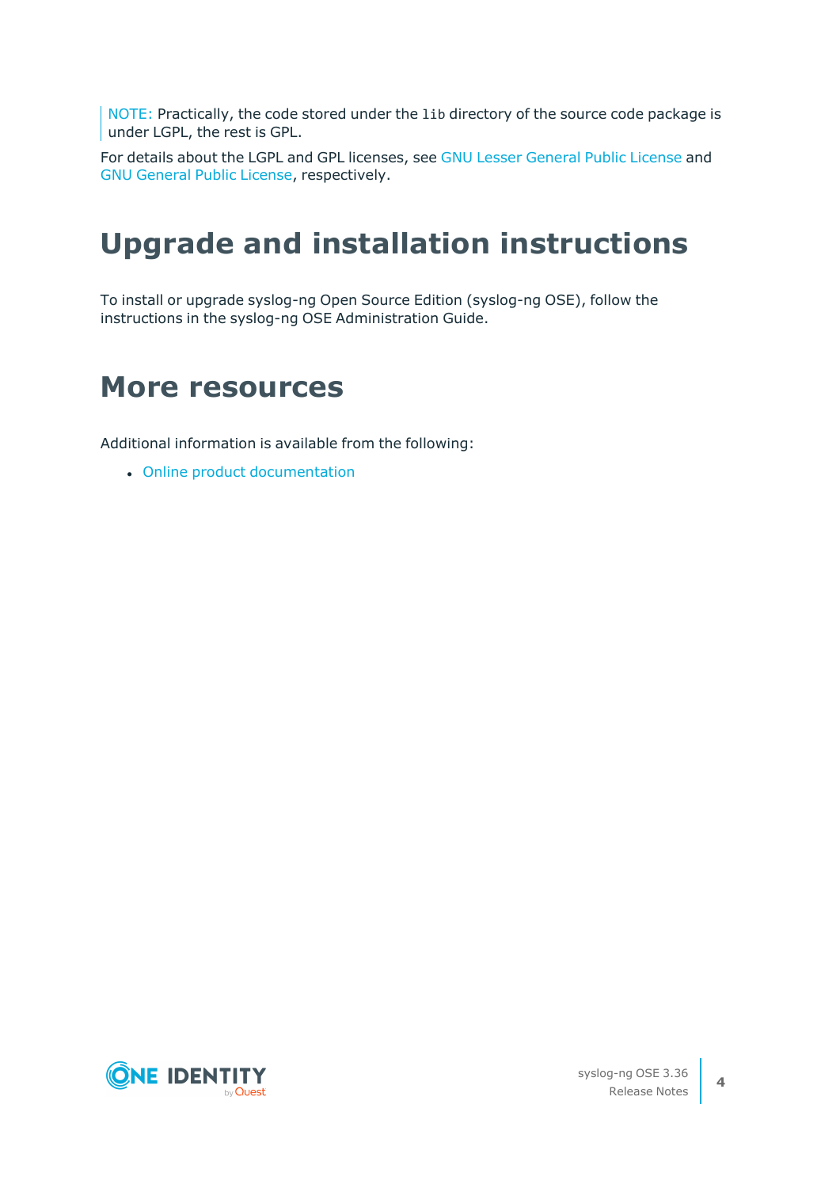NOTE: Practically, the code stored under the `lib` directory of the source code package is under LGPL, the rest is GPL.

For details about the LGPL and GPL licenses, see GNU Lesser General Public License and GNU General Public License, respectively.

# Upgrade and installation instructions

To install or upgrade syslog-ng Open Source Edition (syslog-ng OSE), follow the instructions in the syslog-ng OSE Administration Guide.

# More resources

Additional information is available from the following:

- Online product documentation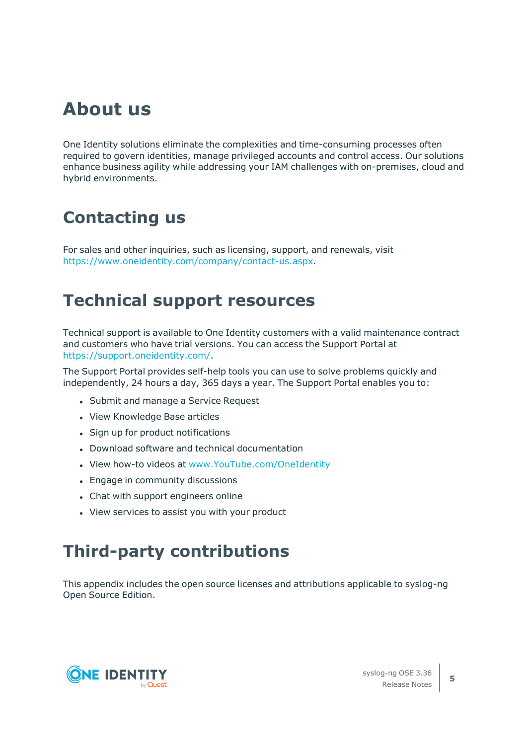# About us

One Identity solutions eliminate the complexities and time-consuming processes often required to govern identities, manage privileged accounts and control access. Our solutions enhance business agility while addressing your IAM challenges with on-premises, cloud and hybrid environments.

# Contacting us

For sales and other inquiries, such as licensing, support, and renewals, visit https://www.oneidentity.com/company/contact-us.aspx.

# Technical support resources

Technical support is available to One Identity customers with a valid maintenance contract and customers who have trial versions. You can access the Support Portal at https://support.oneidentity.com/.

The Support Portal provides self-help tools you can use to solve problems quickly and independently, 24 hours a day, 365 days a year. The Support Portal enables you to:

- Submit and manage a Service Request
- View Knowledge Base articles
- Sign up for product notifications
- Download software and technical documentation
- View how-to videos at www.YouTube.com/OneIdentity
- Engage in community discussions
- Chat with support engineers online
- View services to assist you with your product

# Third-party contributions

This appendix includes the open source licenses and attributions applicable to syslog-ng Open Source Edition.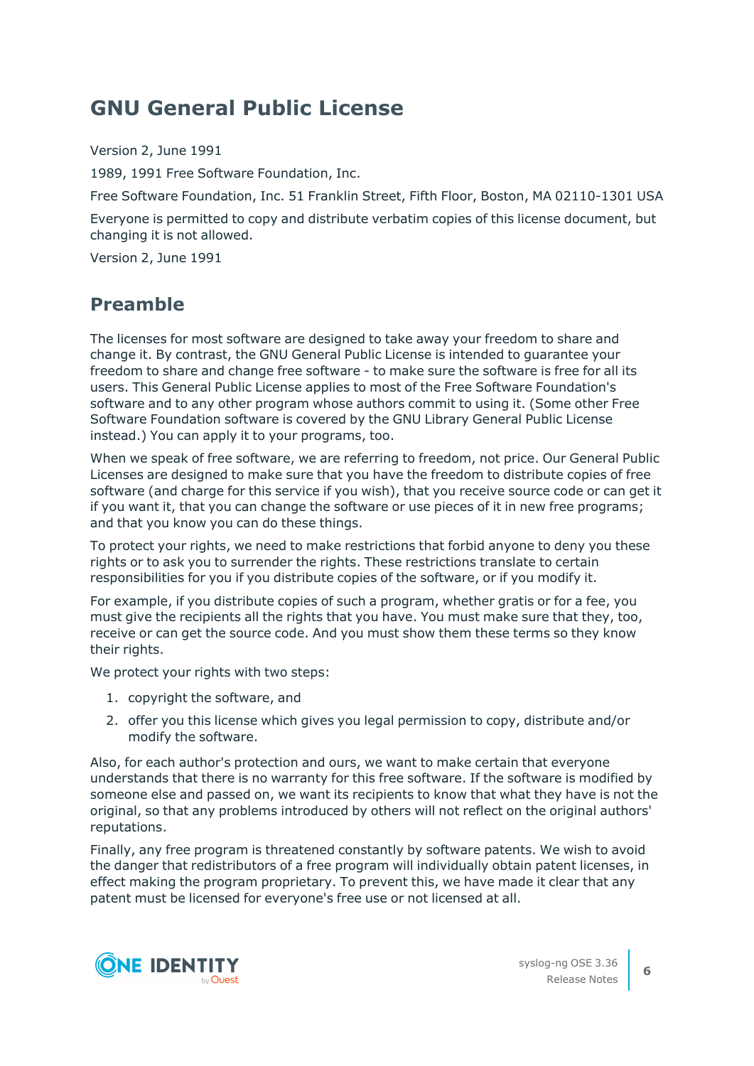# GNU General Public License

Version 2, June 1991

1989, 1991 Free Software Foundation, Inc.

Free Software Foundation, Inc. 51 Franklin Street, Fifth Floor, Boston, MA 02110-1301 USA

Everyone is permitted to copy and distribute verbatim copies of this license document, but changing it is not allowed.

Version 2, June 1991

## Preamble

The licenses for most software are designed to take away your freedom to share and change it. By contrast, the GNU General Public License is intended to guarantee your freedom to share and change free software - to make sure the software is free for all its users. This General Public License applies to most of the Free Software Foundation's software and to any other program whose authors commit to using it. (Some other Free Software Foundation software is covered by the GNU Library General Public License instead.) You can apply it to your programs, too.

When we speak of free software, we are referring to freedom, not price. Our General Public Licenses are designed to make sure that you have the freedom to distribute copies of free software (and charge for this service if you wish), that you receive source code or can get it if you want it, that you can change the software or use pieces of it in new free programs; and that you know you can do these things.

To protect your rights, we need to make restrictions that forbid anyone to deny you these rights or to ask you to surrender the rights. These restrictions translate to certain responsibilities for you if you distribute copies of the software, or if you modify it.

For example, if you distribute copies of such a program, whether gratis or for a fee, you must give the recipients all the rights that you have. You must make sure that they, too, receive or can get the source code. And you must show them these terms so they know their rights.

We protect your rights with two steps:

1. copyright the software, and
2. offer you this license which gives you legal permission to copy, distribute and/or modify the software.

Also, for each author's protection and ours, we want to make certain that everyone understands that there is no warranty for this free software. If the software is modified by someone else and passed on, we want its recipients to know that what they have is not the original, so that any problems introduced by others will not reflect on the original authors' reputations.

Finally, any free program is threatened constantly by software patents. We wish to avoid the danger that redistributors of a free program will individually obtain patent licenses, in effect making the program proprietary. To prevent this, we have made it clear that any patent must be licensed for everyone's free use or not licensed at all.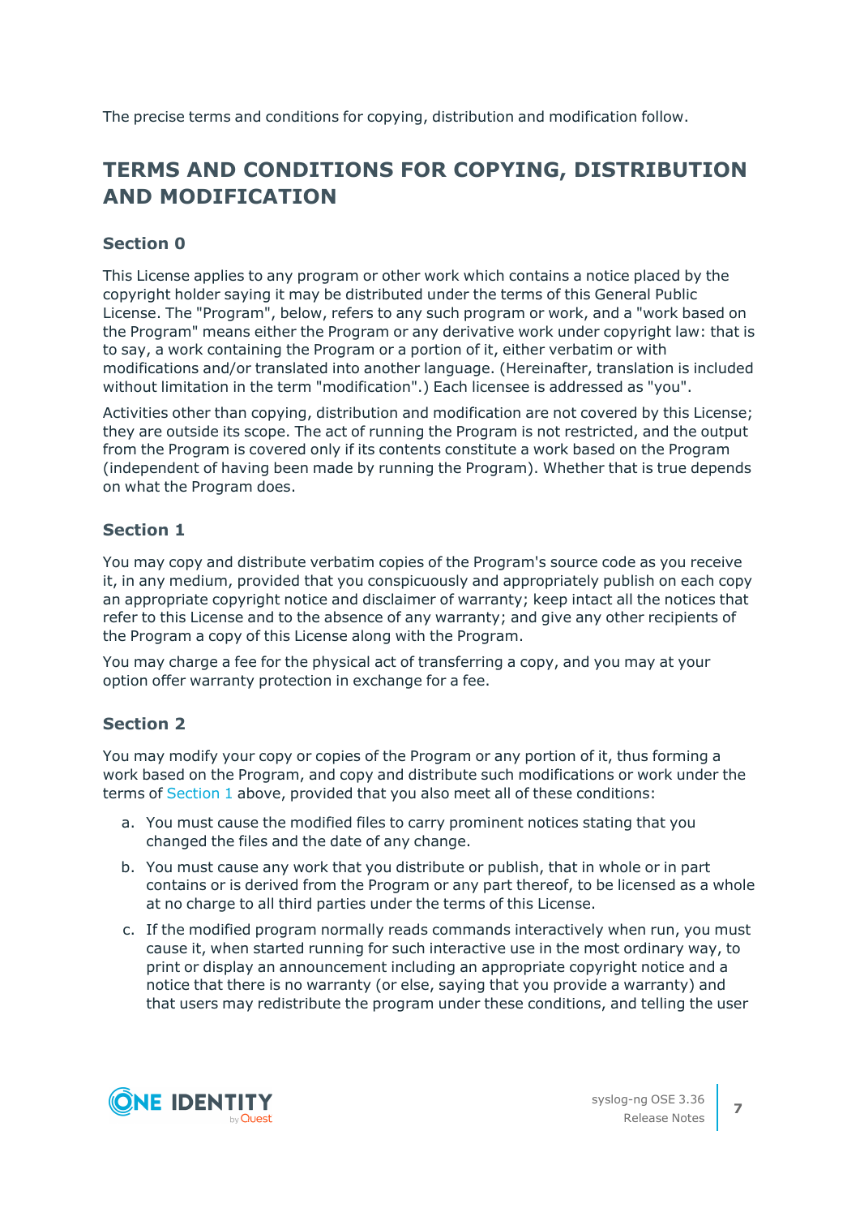The precise terms and conditions for copying, distribution and modification follow.

# TERMS AND CONDITIONS FOR COPYING, DISTRIBUTION AND MODIFICATION

## Section 0

This License applies to any program or other work which contains a notice placed by the copyright holder saying it may be distributed under the terms of this General Public License. The "Program", below, refers to any such program or work, and a "work based on the Program" means either the Program or any derivative work under copyright law: that is to say, a work containing the Program or a portion of it, either verbatim or with modifications and/or translated into another language. (Hereinafter, translation is included without limitation in the term "modification".) Each licensee is addressed as "you".

Activities other than copying, distribution and modification are not covered by this License; they are outside its scope. The act of running the Program is not restricted, and the output from the Program is covered only if its contents constitute a work based on the Program (independent of having been made by running the Program). Whether that is true depends on what the Program does.

## Section 1

You may copy and distribute verbatim copies of the Program's source code as you receive it, in any medium, provided that you conspicuously and appropriately publish on each copy an appropriate copyright notice and disclaimer of warranty; keep intact all the notices that refer to this License and to the absence of any warranty; and give any other recipients of the Program a copy of this License along with the Program.

You may charge a fee for the physical act of transferring a copy, and you may at your option offer warranty protection in exchange for a fee.

## Section 2

You may modify your copy or copies of the Program or any portion of it, thus forming a work based on the Program, and copy and distribute such modifications or work under the terms of Section 1 above, provided that you also meet all of these conditions:

a. You must cause the modified files to carry prominent notices stating that you changed the files and the date of any change.

b. You must cause any work that you distribute or publish, that in whole or in part contains or is derived from the Program or any part thereof, to be licensed as a whole at no charge to all third parties under the terms of this License.

c. If the modified program normally reads commands interactively when run, you must cause it, when started running for such interactive use in the most ordinary way, to print or display an announcement including an appropriate copyright notice and a notice that there is no warranty (or else, saying that you provide a warranty) and that users may redistribute the program under these conditions, and telling the user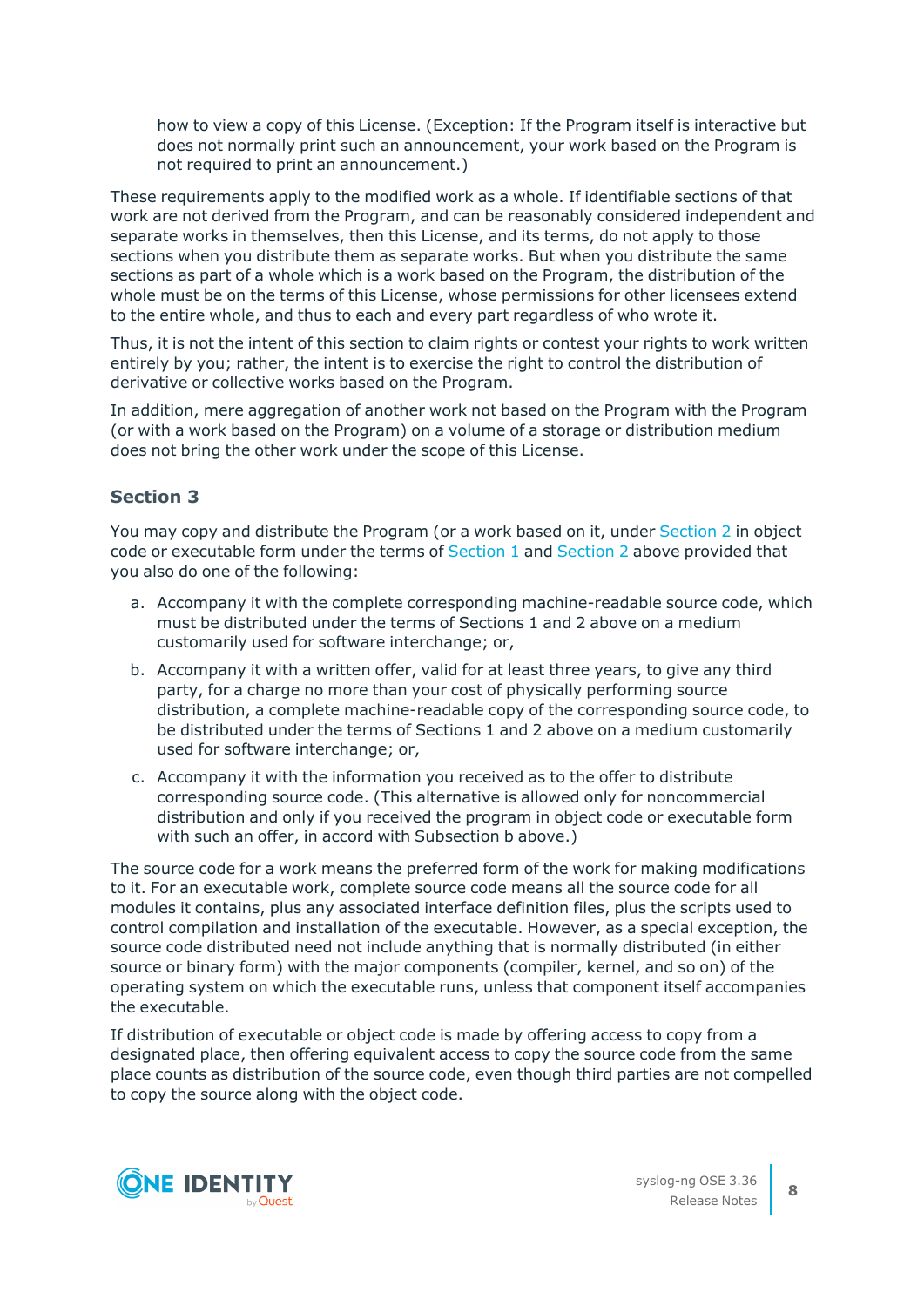how to view a copy of this License. (Exception: If the Program itself is interactive but does not normally print such an announcement, your work based on the Program is not required to print an announcement.)

These requirements apply to the modified work as a whole. If identifiable sections of that work are not derived from the Program, and can be reasonably considered independent and separate works in themselves, then this License, and its terms, do not apply to those sections when you distribute them as separate works. But when you distribute the same sections as part of a whole which is a work based on the Program, the distribution of the whole must be on the terms of this License, whose permissions for other licensees extend to the entire whole, and thus to each and every part regardless of who wrote it.

Thus, it is not the intent of this section to claim rights or contest your rights to work written entirely by you; rather, the intent is to exercise the right to control the distribution of derivative or collective works based on the Program.

In addition, mere aggregation of another work not based on the Program with the Program (or with a work based on the Program) on a volume of a storage or distribution medium does not bring the other work under the scope of this License.

### Section 3

You may copy and distribute the Program (or a work based on it, under Section 2 in object code or executable form under the terms of Section 1 and Section 2 above provided that you also do one of the following:

a. Accompany it with the complete corresponding machine-readable source code, which must be distributed under the terms of Sections 1 and 2 above on a medium customarily used for software interchange; or,

b. Accompany it with a written offer, valid for at least three years, to give any third party, for a charge no more than your cost of physically performing source distribution, a complete machine-readable copy of the corresponding source code, to be distributed under the terms of Sections 1 and 2 above on a medium customarily used for software interchange; or,

c. Accompany it with the information you received as to the offer to distribute corresponding source code. (This alternative is allowed only for noncommercial distribution and only if you received the program in object code or executable form with such an offer, in accord with Subsection b above.)

The source code for a work means the preferred form of the work for making modifications to it. For an executable work, complete source code means all the source code for all modules it contains, plus any associated interface definition files, plus the scripts used to control compilation and installation of the executable. However, as a special exception, the source code distributed need not include anything that is normally distributed (in either source or binary form) with the major components (compiler, kernel, and so on) of the operating system on which the executable runs, unless that component itself accompanies the executable.

If distribution of executable or object code is made by offering access to copy from a designated place, then offering equivalent access to copy the source code from the same place counts as distribution of the source code, even though third parties are not compelled to copy the source along with the object code.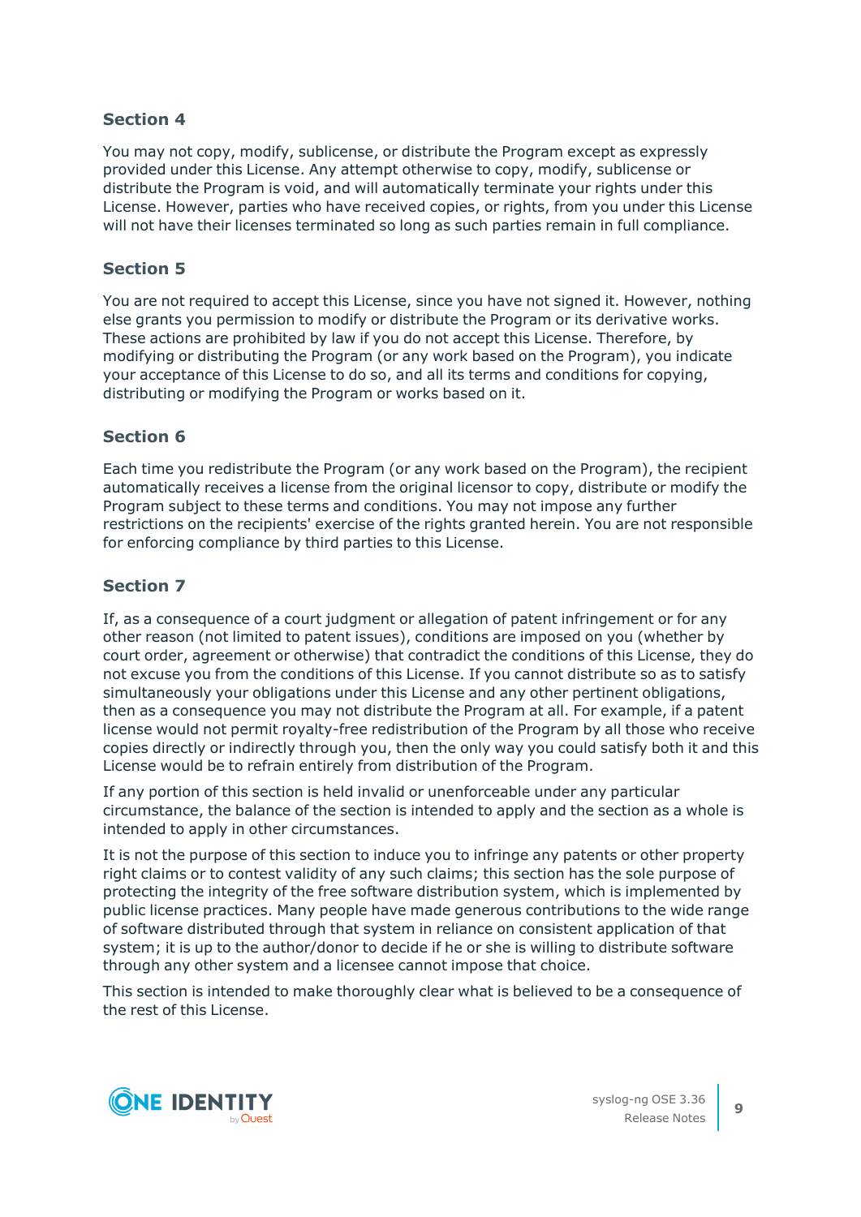### Section 4

You may not copy, modify, sublicense, or distribute the Program except as expressly provided under this License. Any attempt otherwise to copy, modify, sublicense or distribute the Program is void, and will automatically terminate your rights under this License. However, parties who have received copies, or rights, from you under this License will not have their licenses terminated so long as such parties remain in full compliance.

### Section 5

You are not required to accept this License, since you have not signed it. However, nothing else grants you permission to modify or distribute the Program or its derivative works. These actions are prohibited by law if you do not accept this License. Therefore, by modifying or distributing the Program (or any work based on the Program), you indicate your acceptance of this License to do so, and all its terms and conditions for copying, distributing or modifying the Program or works based on it.

### Section 6

Each time you redistribute the Program (or any work based on the Program), the recipient automatically receives a license from the original licensor to copy, distribute or modify the Program subject to these terms and conditions. You may not impose any further restrictions on the recipients' exercise of the rights granted herein. You are not responsible for enforcing compliance by third parties to this License.

### Section 7

If, as a consequence of a court judgment or allegation of patent infringement or for any other reason (not limited to patent issues), conditions are imposed on you (whether by court order, agreement or otherwise) that contradict the conditions of this License, they do not excuse you from the conditions of this License. If you cannot distribute so as to satisfy simultaneously your obligations under this License and any other pertinent obligations, then as a consequence you may not distribute the Program at all. For example, if a patent license would not permit royalty-free redistribution of the Program by all those who receive copies directly or indirectly through you, then the only way you could satisfy both it and this License would be to refrain entirely from distribution of the Program.

If any portion of this section is held invalid or unenforceable under any particular circumstance, the balance of the section is intended to apply and the section as a whole is intended to apply in other circumstances.

It is not the purpose of this section to induce you to infringe any patents or other property right claims or to contest validity of any such claims; this section has the sole purpose of protecting the integrity of the free software distribution system, which is implemented by public license practices. Many people have made generous contributions to the wide range of software distributed through that system in reliance on consistent application of that system; it is up to the author/donor to decide if he or she is willing to distribute software through any other system and a licensee cannot impose that choice.

This section is intended to make thoroughly clear what is believed to be a consequence of the rest of this License.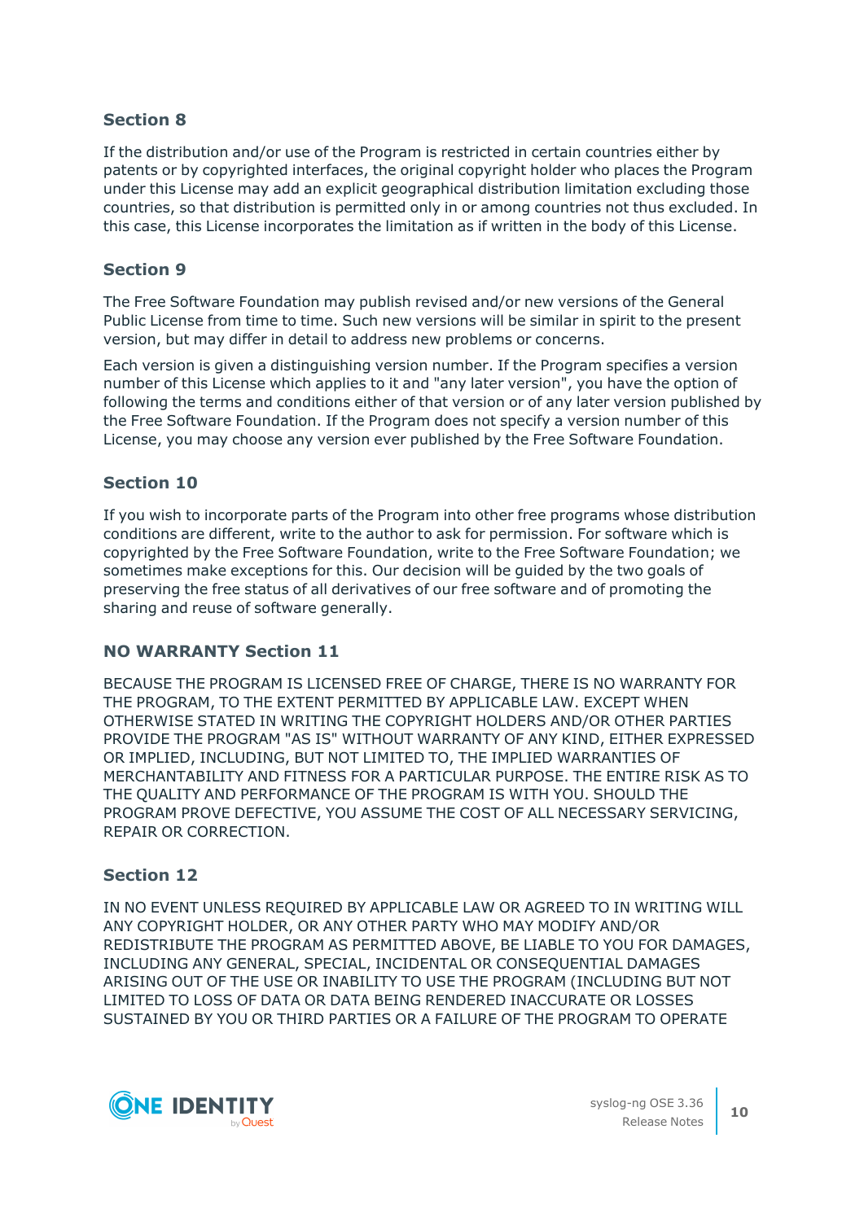### Section 8

If the distribution and/or use of the Program is restricted in certain countries either by patents or by copyrighted interfaces, the original copyright holder who places the Program under this License may add an explicit geographical distribution limitation excluding those countries, so that distribution is permitted only in or among countries not thus excluded. In this case, this License incorporates the limitation as if written in the body of this License.

### Section 9

The Free Software Foundation may publish revised and/or new versions of the General Public License from time to time. Such new versions will be similar in spirit to the present version, but may differ in detail to address new problems or concerns.

Each version is given a distinguishing version number. If the Program specifies a version number of this License which applies to it and "any later version", you have the option of following the terms and conditions either of that version or of any later version published by the Free Software Foundation. If the Program does not specify a version number of this License, you may choose any version ever published by the Free Software Foundation.

### Section 10

If you wish to incorporate parts of the Program into other free programs whose distribution conditions are different, write to the author to ask for permission. For software which is copyrighted by the Free Software Foundation, write to the Free Software Foundation; we sometimes make exceptions for this. Our decision will be guided by the two goals of preserving the free status of all derivatives of our free software and of promoting the sharing and reuse of software generally.

### NO WARRANTY Section 11

BECAUSE THE PROGRAM IS LICENSED FREE OF CHARGE, THERE IS NO WARRANTY FOR THE PROGRAM, TO THE EXTENT PERMITTED BY APPLICABLE LAW. EXCEPT WHEN OTHERWISE STATED IN WRITING THE COPYRIGHT HOLDERS AND/OR OTHER PARTIES PROVIDE THE PROGRAM "AS IS" WITHOUT WARRANTY OF ANY KIND, EITHER EXPRESSED OR IMPLIED, INCLUDING, BUT NOT LIMITED TO, THE IMPLIED WARRANTIES OF MERCHANTABILITY AND FITNESS FOR A PARTICULAR PURPOSE. THE ENTIRE RISK AS TO THE QUALITY AND PERFORMANCE OF THE PROGRAM IS WITH YOU. SHOULD THE PROGRAM PROVE DEFECTIVE, YOU ASSUME THE COST OF ALL NECESSARY SERVICING, REPAIR OR CORRECTION.

### Section 12

IN NO EVENT UNLESS REQUIRED BY APPLICABLE LAW OR AGREED TO IN WRITING WILL ANY COPYRIGHT HOLDER, OR ANY OTHER PARTY WHO MAY MODIFY AND/OR REDISTRIBUTE THE PROGRAM AS PERMITTED ABOVE, BE LIABLE TO YOU FOR DAMAGES, INCLUDING ANY GENERAL, SPECIAL, INCIDENTAL OR CONSEQUENTIAL DAMAGES ARISING OUT OF THE USE OR INABILITY TO USE THE PROGRAM (INCLUDING BUT NOT LIMITED TO LOSS OF DATA OR DATA BEING RENDERED INACCURATE OR LOSSES SUSTAINED BY YOU OR THIRD PARTIES OR A FAILURE OF THE PROGRAM TO OPERATE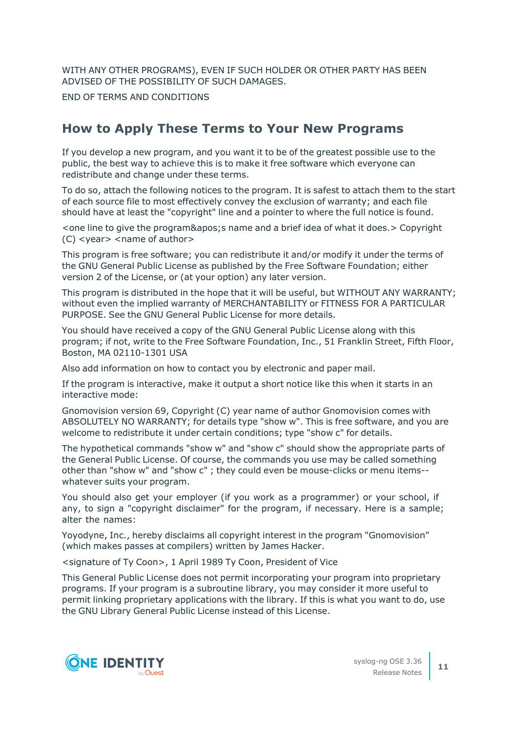WITH ANY OTHER PROGRAMS), EVEN IF SUCH HOLDER OR OTHER PARTY HAS BEEN ADVISED OF THE POSSIBILITY OF SUCH DAMAGES.

END OF TERMS AND CONDITIONS

## How to Apply These Terms to Your New Programs

If you develop a new program, and you want it to be of the greatest possible use to the public, the best way to achieve this is to make it free software which everyone can redistribute and change under these terms.

To do so, attach the following notices to the program. It is safest to attach them to the start of each source file to most effectively convey the exclusion of warranty; and each file should have at least the "copyright" line and a pointer to where the full notice is found.

<one line to give the program&apos;s name and a brief idea of what it does.> Copyright (C) <year> <name of author>

This program is free software; you can redistribute it and/or modify it under the terms of the GNU General Public License as published by the Free Software Foundation; either version 2 of the License, or (at your option) any later version.

This program is distributed in the hope that it will be useful, but WITHOUT ANY WARRANTY; without even the implied warranty of MERCHANTABILITY or FITNESS FOR A PARTICULAR PURPOSE. See the GNU General Public License for more details.

You should have received a copy of the GNU General Public License along with this program; if not, write to the Free Software Foundation, Inc., 51 Franklin Street, Fifth Floor, Boston, MA 02110-1301 USA

Also add information on how to contact you by electronic and paper mail.

If the program is interactive, make it output a short notice like this when it starts in an interactive mode:

Gnomovision version 69, Copyright (C) year name of author Gnomovision comes with ABSOLUTELY NO WARRANTY; for details type "show w". This is free software, and you are welcome to redistribute it under certain conditions; type "show c" for details.

The hypothetical commands "show w" and "show c" should show the appropriate parts of the General Public License. Of course, the commands you use may be called something other than "show w" and "show c" ; they could even be mouse-clicks or menu items--whatever suits your program.

You should also get your employer (if you work as a programmer) or your school, if any, to sign a "copyright disclaimer" for the program, if necessary. Here is a sample; alter the names:

Yoyodyne, Inc., hereby disclaims all copyright interest in the program "Gnomovision" (which makes passes at compilers) written by James Hacker.

<signature of Ty Coon>, 1 April 1989 Ty Coon, President of Vice

This General Public License does not permit incorporating your program into proprietary programs. If your program is a subroutine library, you may consider it more useful to permit linking proprietary applications with the library. If this is what you want to do, use the GNU Library General Public License instead of this License.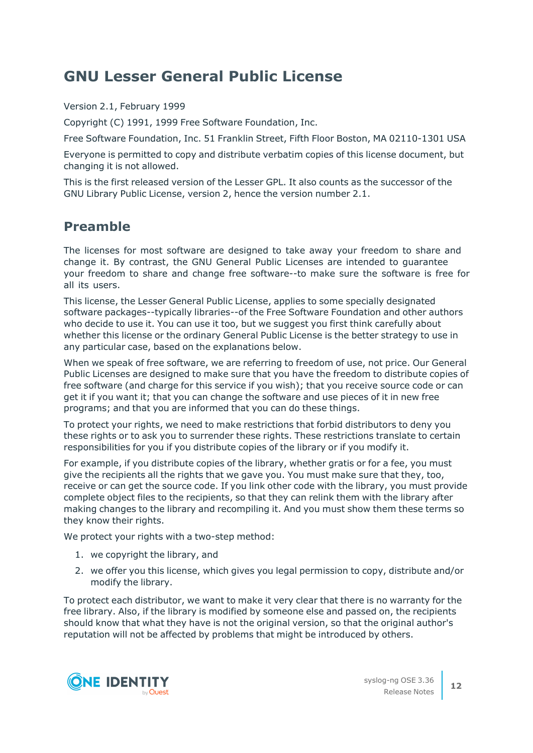# GNU Lesser General Public License

Version 2.1, February 1999

Copyright (C) 1991, 1999 Free Software Foundation, Inc.

Free Software Foundation, Inc. 51 Franklin Street, Fifth Floor Boston, MA 02110-1301 USA

Everyone is permitted to copy and distribute verbatim copies of this license document, but changing it is not allowed.

This is the first released version of the Lesser GPL. It also counts as the successor of the GNU Library Public License, version 2, hence the version number 2.1.

## Preamble

The licenses for most software are designed to take away your freedom to share and change it. By contrast, the GNU General Public Licenses are intended to guarantee your freedom to share and change free software--to make sure the software is free for all its users.

This license, the Lesser General Public License, applies to some specially designated software packages--typically libraries--of the Free Software Foundation and other authors who decide to use it. You can use it too, but we suggest you first think carefully about whether this license or the ordinary General Public License is the better strategy to use in any particular case, based on the explanations below.

When we speak of free software, we are referring to freedom of use, not price. Our General Public Licenses are designed to make sure that you have the freedom to distribute copies of free software (and charge for this service if you wish); that you receive source code or can get it if you want it; that you can change the software and use pieces of it in new free programs; and that you are informed that you can do these things.

To protect your rights, we need to make restrictions that forbid distributors to deny you these rights or to ask you to surrender these rights. These restrictions translate to certain responsibilities for you if you distribute copies of the library or if you modify it.

For example, if you distribute copies of the library, whether gratis or for a fee, you must give the recipients all the rights that we gave you. You must make sure that they, too, receive or can get the source code. If you link other code with the library, you must provide complete object files to the recipients, so that they can relink them with the library after making changes to the library and recompiling it. And you must show them these terms so they know their rights.

We protect your rights with a two-step method:

1. we copyright the library, and
2. we offer you this license, which gives you legal permission to copy, distribute and/or modify the library.

To protect each distributor, we want to make it very clear that there is no warranty for the free library. Also, if the library is modified by someone else and passed on, the recipients should know that what they have is not the original version, so that the original author's reputation will not be affected by problems that might be introduced by others.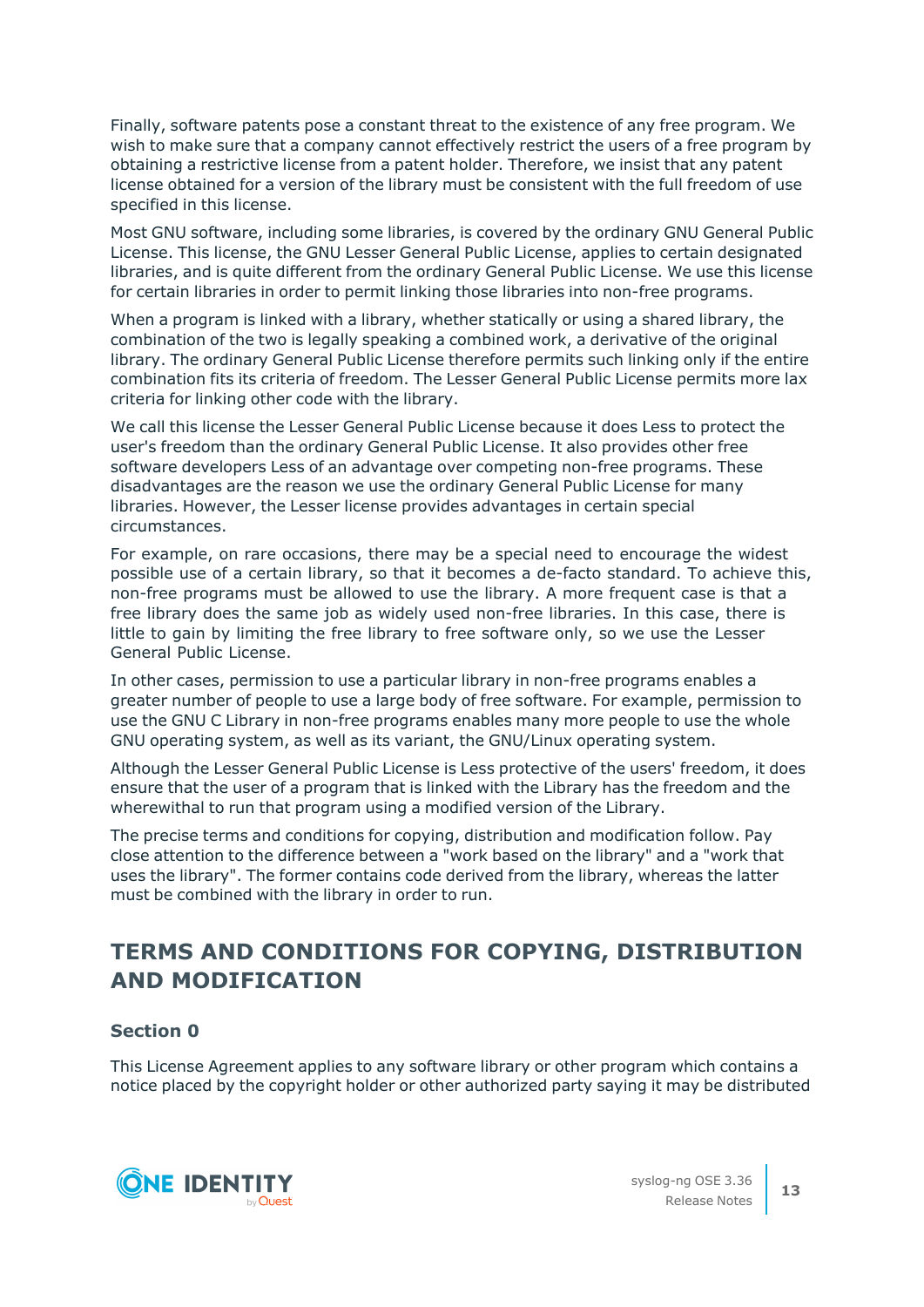Finally, software patents pose a constant threat to the existence of any free program. We wish to make sure that a company cannot effectively restrict the users of a free program by obtaining a restrictive license from a patent holder. Therefore, we insist that any patent license obtained for a version of the library must be consistent with the full freedom of use specified in this license.

Most GNU software, including some libraries, is covered by the ordinary GNU General Public License. This license, the GNU Lesser General Public License, applies to certain designated libraries, and is quite different from the ordinary General Public License. We use this license for certain libraries in order to permit linking those libraries into non-free programs.

When a program is linked with a library, whether statically or using a shared library, the combination of the two is legally speaking a combined work, a derivative of the original library. The ordinary General Public License therefore permits such linking only if the entire combination fits its criteria of freedom. The Lesser General Public License permits more lax criteria for linking other code with the library.

We call this license the Lesser General Public License because it does Less to protect the user's freedom than the ordinary General Public License. It also provides other free software developers Less of an advantage over competing non-free programs. These disadvantages are the reason we use the ordinary General Public License for many libraries. However, the Lesser license provides advantages in certain special circumstances.

For example, on rare occasions, there may be a special need to encourage the widest possible use of a certain library, so that it becomes a de-facto standard. To achieve this, non-free programs must be allowed to use the library. A more frequent case is that a free library does the same job as widely used non-free libraries. In this case, there is little to gain by limiting the free library to free software only, so we use the Lesser General Public License.

In other cases, permission to use a particular library in non-free programs enables a greater number of people to use a large body of free software. For example, permission to use the GNU C Library in non-free programs enables many more people to use the whole GNU operating system, as well as its variant, the GNU/Linux operating system.

Although the Lesser General Public License is Less protective of the users' freedom, it does ensure that the user of a program that is linked with the Library has the freedom and the wherewithal to run that program using a modified version of the Library.

The precise terms and conditions for copying, distribution and modification follow. Pay close attention to the difference between a "work based on the library" and a "work that uses the library". The former contains code derived from the library, whereas the latter must be combined with the library in order to run.

## TERMS AND CONDITIONS FOR COPYING, DISTRIBUTION AND MODIFICATION

### Section 0

This License Agreement applies to any software library or other program which contains a notice placed by the copyright holder or other authorized party saying it may be distributed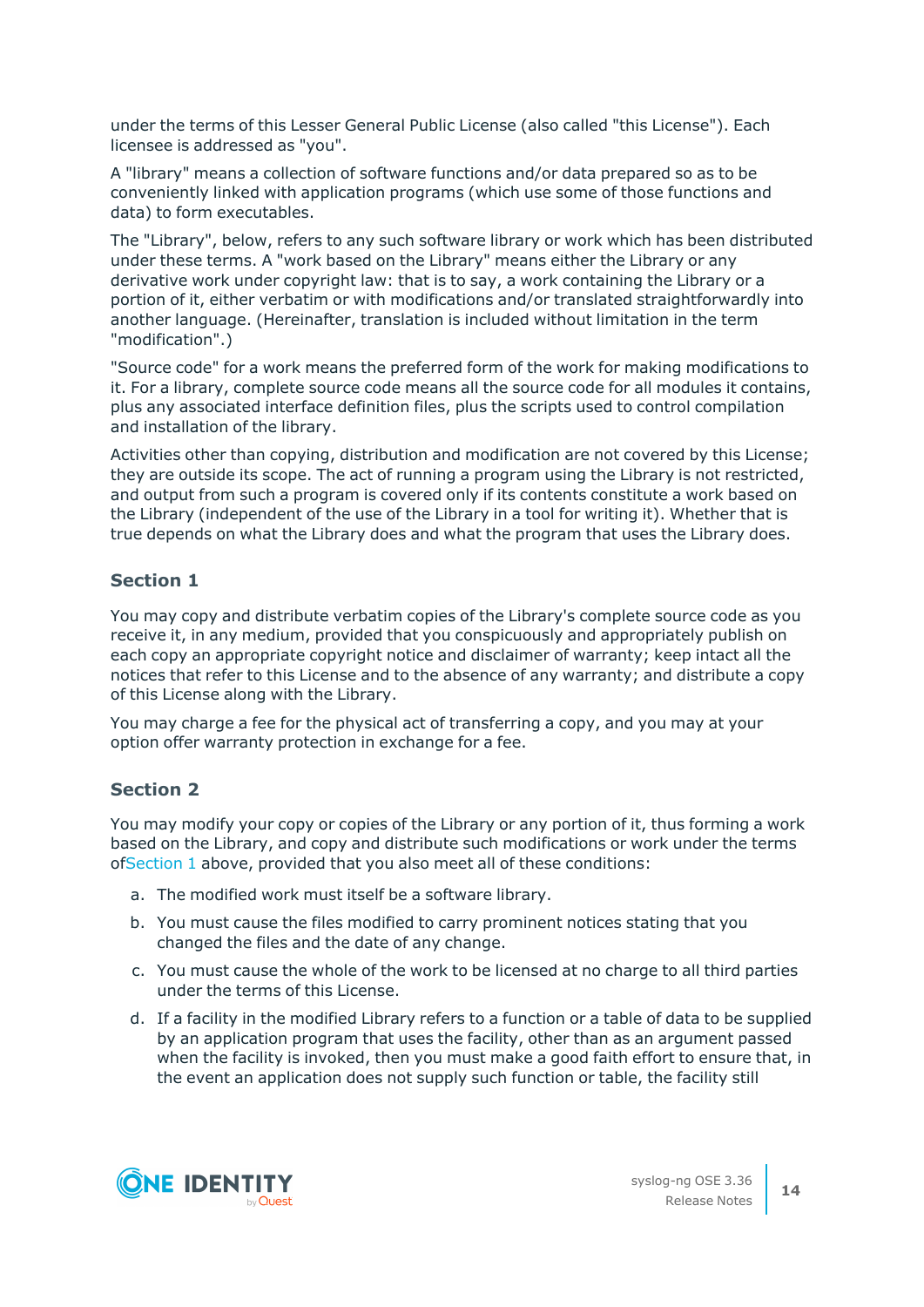under the terms of this Lesser General Public License (also called "this License"). Each licensee is addressed as "you".

A "library" means a collection of software functions and/or data prepared so as to be conveniently linked with application programs (which use some of those functions and data) to form executables.

The "Library", below, refers to any such software library or work which has been distributed under these terms. A "work based on the Library" means either the Library or any derivative work under copyright law: that is to say, a work containing the Library or a portion of it, either verbatim or with modifications and/or translated straightforwardly into another language. (Hereinafter, translation is included without limitation in the term "modification".)

"Source code" for a work means the preferred form of the work for making modifications to it. For a library, complete source code means all the source code for all modules it contains, plus any associated interface definition files, plus the scripts used to control compilation and installation of the library.

Activities other than copying, distribution and modification are not covered by this License; they are outside its scope. The act of running a program using the Library is not restricted, and output from such a program is covered only if its contents constitute a work based on the Library (independent of the use of the Library in a tool for writing it). Whether that is true depends on what the Library does and what the program that uses the Library does.

### Section 1

You may copy and distribute verbatim copies of the Library's complete source code as you receive it, in any medium, provided that you conspicuously and appropriately publish on each copy an appropriate copyright notice and disclaimer of warranty; keep intact all the notices that refer to this License and to the absence of any warranty; and distribute a copy of this License along with the Library.

You may charge a fee for the physical act of transferring a copy, and you may at your option offer warranty protection in exchange for a fee.

### Section 2

You may modify your copy or copies of the Library or any portion of it, thus forming a work based on the Library, and copy and distribute such modifications or work under the terms ofSection 1 above, provided that you also meet all of these conditions:

a. The modified work must itself be a software library.

b. You must cause the files modified to carry prominent notices stating that you changed the files and the date of any change.

c. You must cause the whole of the work to be licensed at no charge to all third parties under the terms of this License.

d. If a facility in the modified Library refers to a function or a table of data to be supplied by an application program that uses the facility, other than as an argument passed when the facility is invoked, then you must make a good faith effort to ensure that, in the event an application does not supply such function or table, the facility still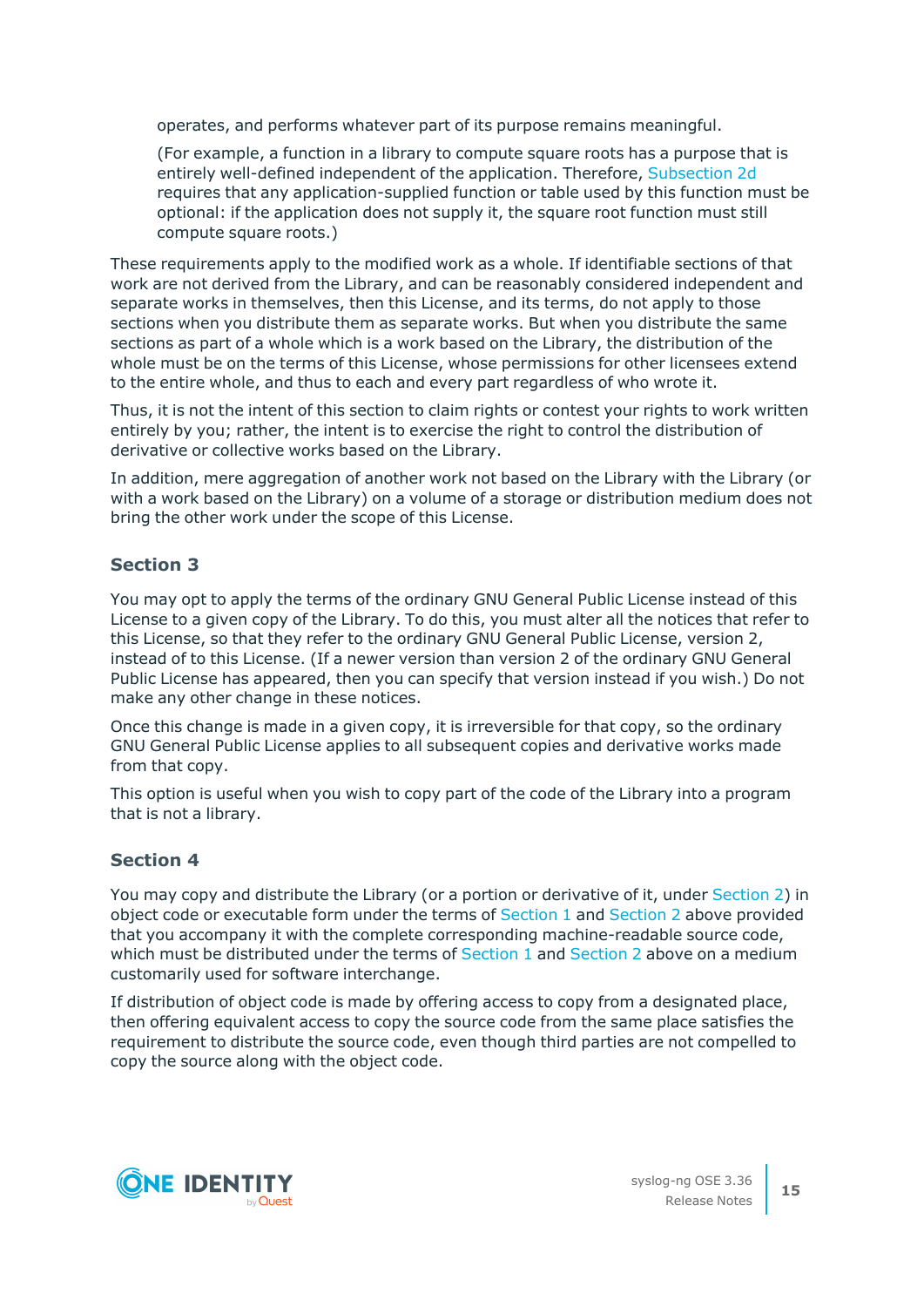operates, and performs whatever part of its purpose remains meaningful.

(For example, a function in a library to compute square roots has a purpose that is entirely well-defined independent of the application. Therefore, Subsection 2d requires that any application-supplied function or table used by this function must be optional: if the application does not supply it, the square root function must still compute square roots.)

These requirements apply to the modified work as a whole. If identifiable sections of that work are not derived from the Library, and can be reasonably considered independent and separate works in themselves, then this License, and its terms, do not apply to those sections when you distribute them as separate works. But when you distribute the same sections as part of a whole which is a work based on the Library, the distribution of the whole must be on the terms of this License, whose permissions for other licensees extend to the entire whole, and thus to each and every part regardless of who wrote it.

Thus, it is not the intent of this section to claim rights or contest your rights to work written entirely by you; rather, the intent is to exercise the right to control the distribution of derivative or collective works based on the Library.

In addition, mere aggregation of another work not based on the Library with the Library (or with a work based on the Library) on a volume of a storage or distribution medium does not bring the other work under the scope of this License.

### Section 3

You may opt to apply the terms of the ordinary GNU General Public License instead of this License to a given copy of the Library. To do this, you must alter all the notices that refer to this License, so that they refer to the ordinary GNU General Public License, version 2, instead of to this License. (If a newer version than version 2 of the ordinary GNU General Public License has appeared, then you can specify that version instead if you wish.) Do not make any other change in these notices.

Once this change is made in a given copy, it is irreversible for that copy, so the ordinary GNU General Public License applies to all subsequent copies and derivative works made from that copy.

This option is useful when you wish to copy part of the code of the Library into a program that is not a library.

### Section 4

You may copy and distribute the Library (or a portion or derivative of it, under Section 2) in object code or executable form under the terms of Section 1 and Section 2 above provided that you accompany it with the complete corresponding machine-readable source code, which must be distributed under the terms of Section 1 and Section 2 above on a medium customarily used for software interchange.

If distribution of object code is made by offering access to copy from a designated place, then offering equivalent access to copy the source code from the same place satisfies the requirement to distribute the source code, even though third parties are not compelled to copy the source along with the object code.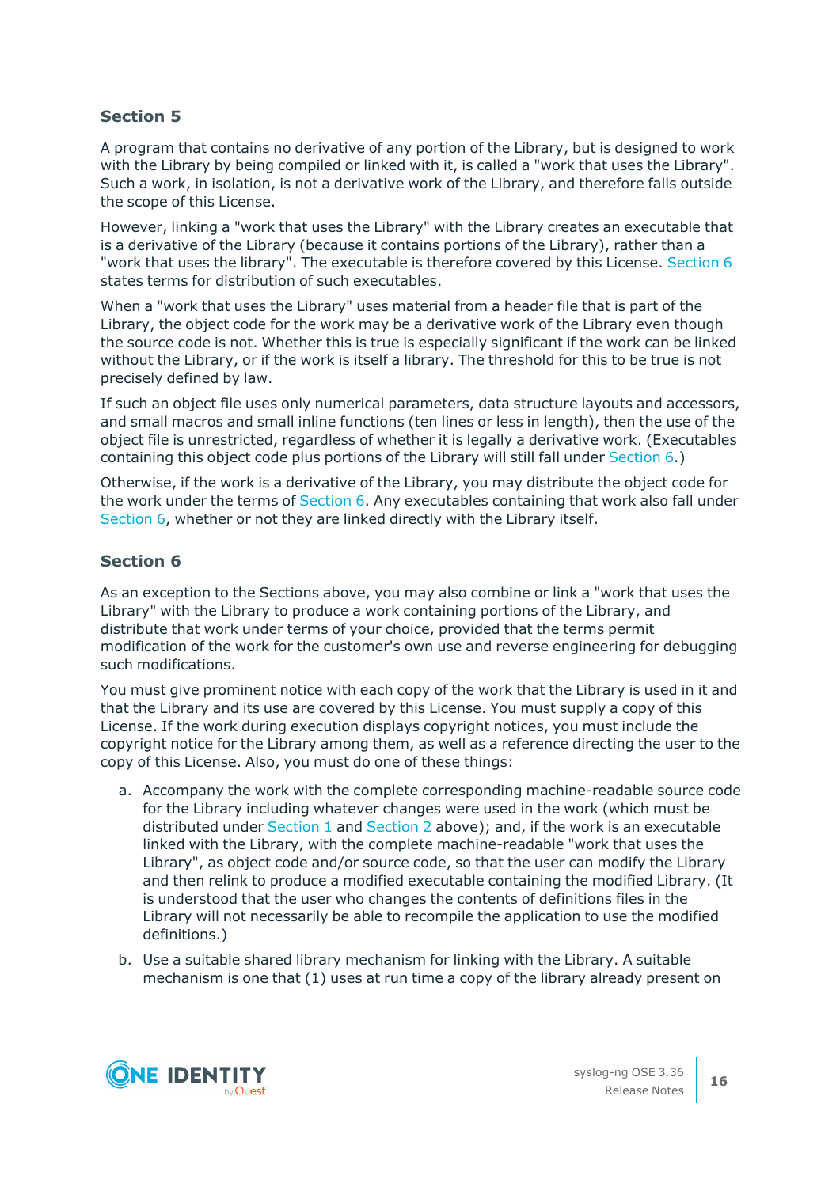### Section 5

A program that contains no derivative of any portion of the Library, but is designed to work with the Library by being compiled or linked with it, is called a "work that uses the Library". Such a work, in isolation, is not a derivative work of the Library, and therefore falls outside the scope of this License.

However, linking a "work that uses the Library" with the Library creates an executable that is a derivative of the Library (because it contains portions of the Library), rather than a "work that uses the library". The executable is therefore covered by this License. Section 6 states terms for distribution of such executables.

When a "work that uses the Library" uses material from a header file that is part of the Library, the object code for the work may be a derivative work of the Library even though the source code is not. Whether this is true is especially significant if the work can be linked without the Library, or if the work is itself a library. The threshold for this to be true is not precisely defined by law.

If such an object file uses only numerical parameters, data structure layouts and accessors, and small macros and small inline functions (ten lines or less in length), then the use of the object file is unrestricted, regardless of whether it is legally a derivative work. (Executables containing this object code plus portions of the Library will still fall under Section 6.)

Otherwise, if the work is a derivative of the Library, you may distribute the object code for the work under the terms of Section 6. Any executables containing that work also fall under Section 6, whether or not they are linked directly with the Library itself.

### Section 6

As an exception to the Sections above, you may also combine or link a "work that uses the Library" with the Library to produce a work containing portions of the Library, and distribute that work under terms of your choice, provided that the terms permit modification of the work for the customer's own use and reverse engineering for debugging such modifications.

You must give prominent notice with each copy of the work that the Library is used in it and that the Library and its use are covered by this License. You must supply a copy of this License. If the work during execution displays copyright notices, you must include the copyright notice for the Library among them, as well as a reference directing the user to the copy of this License. Also, you must do one of these things:

a. Accompany the work with the complete corresponding machine-readable source code for the Library including whatever changes were used in the work (which must be distributed under Section 1 and Section 2 above); and, if the work is an executable linked with the Library, with the complete machine-readable "work that uses the Library", as object code and/or source code, so that the user can modify the Library and then relink to produce a modified executable containing the modified Library. (It is understood that the user who changes the contents of definitions files in the Library will not necessarily be able to recompile the application to use the modified definitions.)

b. Use a suitable shared library mechanism for linking with the Library. A suitable mechanism is one that (1) uses at run time a copy of the library already present on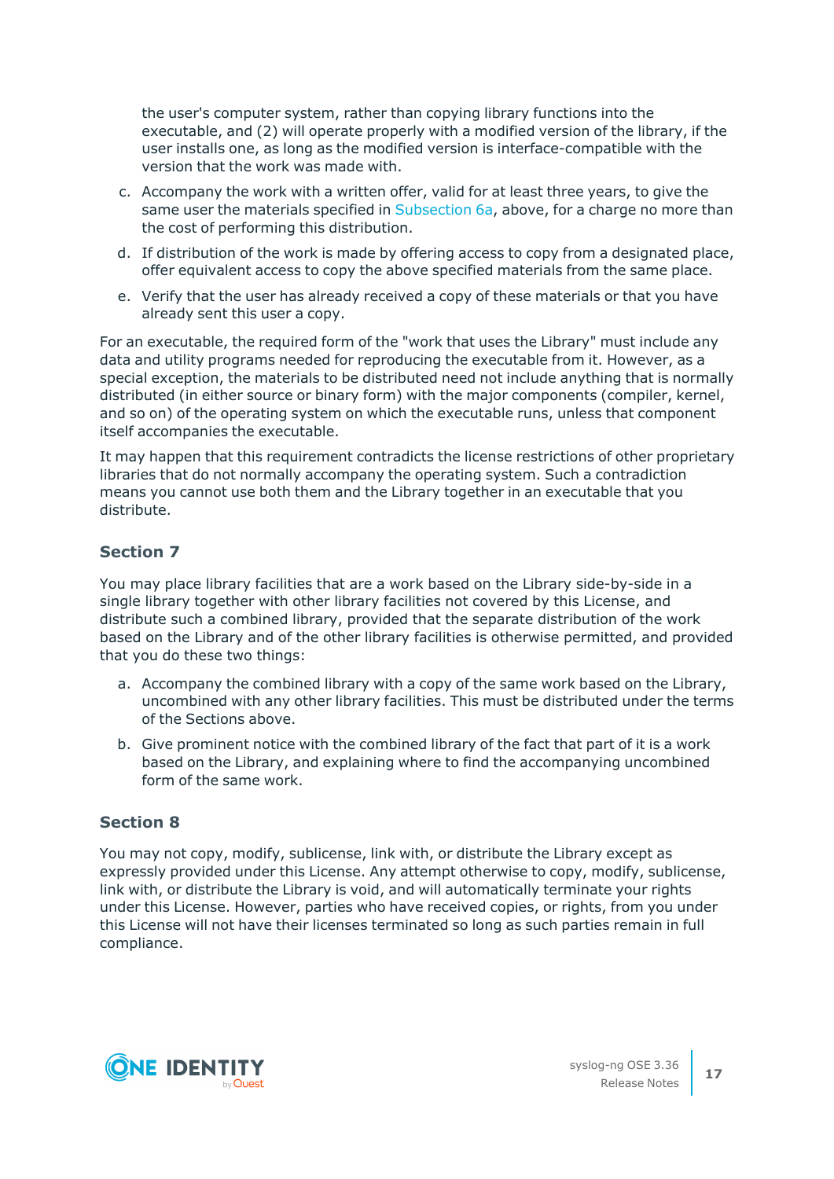the user's computer system, rather than copying library functions into the executable, and (2) will operate properly with a modified version of the library, if the user installs one, as long as the modified version is interface-compatible with the version that the work was made with.

c. Accompany the work with a written offer, valid for at least three years, to give the same user the materials specified in Subsection 6a, above, for a charge no more than the cost of performing this distribution.

d. If distribution of the work is made by offering access to copy from a designated place, offer equivalent access to copy the above specified materials from the same place.

e. Verify that the user has already received a copy of these materials or that you have already sent this user a copy.

For an executable, the required form of the "work that uses the Library" must include any data and utility programs needed for reproducing the executable from it. However, as a special exception, the materials to be distributed need not include anything that is normally distributed (in either source or binary form) with the major components (compiler, kernel, and so on) of the operating system on which the executable runs, unless that component itself accompanies the executable.

It may happen that this requirement contradicts the license restrictions of other proprietary libraries that do not normally accompany the operating system. Such a contradiction means you cannot use both them and the Library together in an executable that you distribute.

### Section 7

You may place library facilities that are a work based on the Library side-by-side in a single library together with other library facilities not covered by this License, and distribute such a combined library, provided that the separate distribution of the work based on the Library and of the other library facilities is otherwise permitted, and provided that you do these two things:

a. Accompany the combined library with a copy of the same work based on the Library, uncombined with any other library facilities. This must be distributed under the terms of the Sections above.

b. Give prominent notice with the combined library of the fact that part of it is a work based on the Library, and explaining where to find the accompanying uncombined form of the same work.

### Section 8

You may not copy, modify, sublicense, link with, or distribute the Library except as expressly provided under this License. Any attempt otherwise to copy, modify, sublicense, link with, or distribute the Library is void, and will automatically terminate your rights under this License. However, parties who have received copies, or rights, from you under this License will not have their licenses terminated so long as such parties remain in full compliance.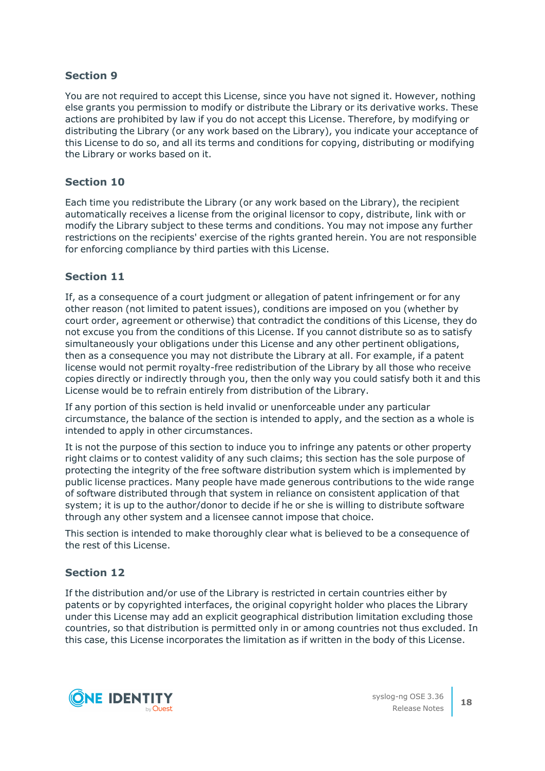### Section 9

You are not required to accept this License, since you have not signed it. However, nothing else grants you permission to modify or distribute the Library or its derivative works. These actions are prohibited by law if you do not accept this License. Therefore, by modifying or distributing the Library (or any work based on the Library), you indicate your acceptance of this License to do so, and all its terms and conditions for copying, distributing or modifying the Library or works based on it.

### Section 10

Each time you redistribute the Library (or any work based on the Library), the recipient automatically receives a license from the original licensor to copy, distribute, link with or modify the Library subject to these terms and conditions. You may not impose any further restrictions on the recipients' exercise of the rights granted herein. You are not responsible for enforcing compliance by third parties with this License.

### Section 11

If, as a consequence of a court judgment or allegation of patent infringement or for any other reason (not limited to patent issues), conditions are imposed on you (whether by court order, agreement or otherwise) that contradict the conditions of this License, they do not excuse you from the conditions of this License. If you cannot distribute so as to satisfy simultaneously your obligations under this License and any other pertinent obligations, then as a consequence you may not distribute the Library at all. For example, if a patent license would not permit royalty-free redistribution of the Library by all those who receive copies directly or indirectly through you, then the only way you could satisfy both it and this License would be to refrain entirely from distribution of the Library.

If any portion of this section is held invalid or unenforceable under any particular circumstance, the balance of the section is intended to apply, and the section as a whole is intended to apply in other circumstances.

It is not the purpose of this section to induce you to infringe any patents or other property right claims or to contest validity of any such claims; this section has the sole purpose of protecting the integrity of the free software distribution system which is implemented by public license practices. Many people have made generous contributions to the wide range of software distributed through that system in reliance on consistent application of that system; it is up to the author/donor to decide if he or she is willing to distribute software through any other system and a licensee cannot impose that choice.

This section is intended to make thoroughly clear what is believed to be a consequence of the rest of this License.

### Section 12

If the distribution and/or use of the Library is restricted in certain countries either by patents or by copyrighted interfaces, the original copyright holder who places the Library under this License may add an explicit geographical distribution limitation excluding those countries, so that distribution is permitted only in or among countries not thus excluded. In this case, this License incorporates the limitation as if written in the body of this License.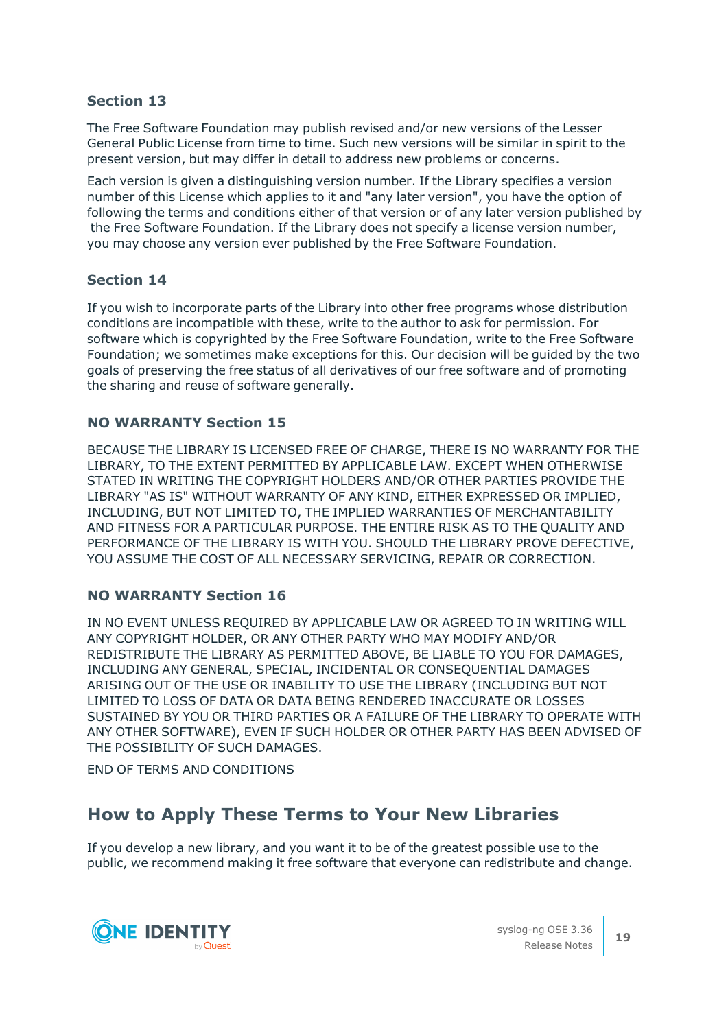### Section 13

The Free Software Foundation may publish revised and/or new versions of the Lesser General Public License from time to time. Such new versions will be similar in spirit to the present version, but may differ in detail to address new problems or concerns.

Each version is given a distinguishing version number. If the Library specifies a version number of this License which applies to it and "any later version", you have the option of following the terms and conditions either of that version or of any later version published by the Free Software Foundation. If the Library does not specify a license version number, you may choose any version ever published by the Free Software Foundation.

### Section 14

If you wish to incorporate parts of the Library into other free programs whose distribution conditions are incompatible with these, write to the author to ask for permission. For software which is copyrighted by the Free Software Foundation, write to the Free Software Foundation; we sometimes make exceptions for this. Our decision will be guided by the two goals of preserving the free status of all derivatives of our free software and of promoting the sharing and reuse of software generally.

### NO WARRANTY Section 15

BECAUSE THE LIBRARY IS LICENSED FREE OF CHARGE, THERE IS NO WARRANTY FOR THE LIBRARY, TO THE EXTENT PERMITTED BY APPLICABLE LAW. EXCEPT WHEN OTHERWISE STATED IN WRITING THE COPYRIGHT HOLDERS AND/OR OTHER PARTIES PROVIDE THE LIBRARY "AS IS" WITHOUT WARRANTY OF ANY KIND, EITHER EXPRESSED OR IMPLIED, INCLUDING, BUT NOT LIMITED TO, THE IMPLIED WARRANTIES OF MERCHANTABILITY AND FITNESS FOR A PARTICULAR PURPOSE. THE ENTIRE RISK AS TO THE QUALITY AND PERFORMANCE OF THE LIBRARY IS WITH YOU. SHOULD THE LIBRARY PROVE DEFECTIVE, YOU ASSUME THE COST OF ALL NECESSARY SERVICING, REPAIR OR CORRECTION.

### NO WARRANTY Section 16

IN NO EVENT UNLESS REQUIRED BY APPLICABLE LAW OR AGREED TO IN WRITING WILL ANY COPYRIGHT HOLDER, OR ANY OTHER PARTY WHO MAY MODIFY AND/OR REDISTRIBUTE THE LIBRARY AS PERMITTED ABOVE, BE LIABLE TO YOU FOR DAMAGES, INCLUDING ANY GENERAL, SPECIAL, INCIDENTAL OR CONSEQUENTIAL DAMAGES ARISING OUT OF THE USE OR INABILITY TO USE THE LIBRARY (INCLUDING BUT NOT LIMITED TO LOSS OF DATA OR DATA BEING RENDERED INACCURATE OR LOSSES SUSTAINED BY YOU OR THIRD PARTIES OR A FAILURE OF THE LIBRARY TO OPERATE WITH ANY OTHER SOFTWARE), EVEN IF SUCH HOLDER OR OTHER PARTY HAS BEEN ADVISED OF THE POSSIBILITY OF SUCH DAMAGES.

END OF TERMS AND CONDITIONS

## How to Apply These Terms to Your New Libraries

If you develop a new library, and you want it to be of the greatest possible use to the public, we recommend making it free software that everyone can redistribute and change.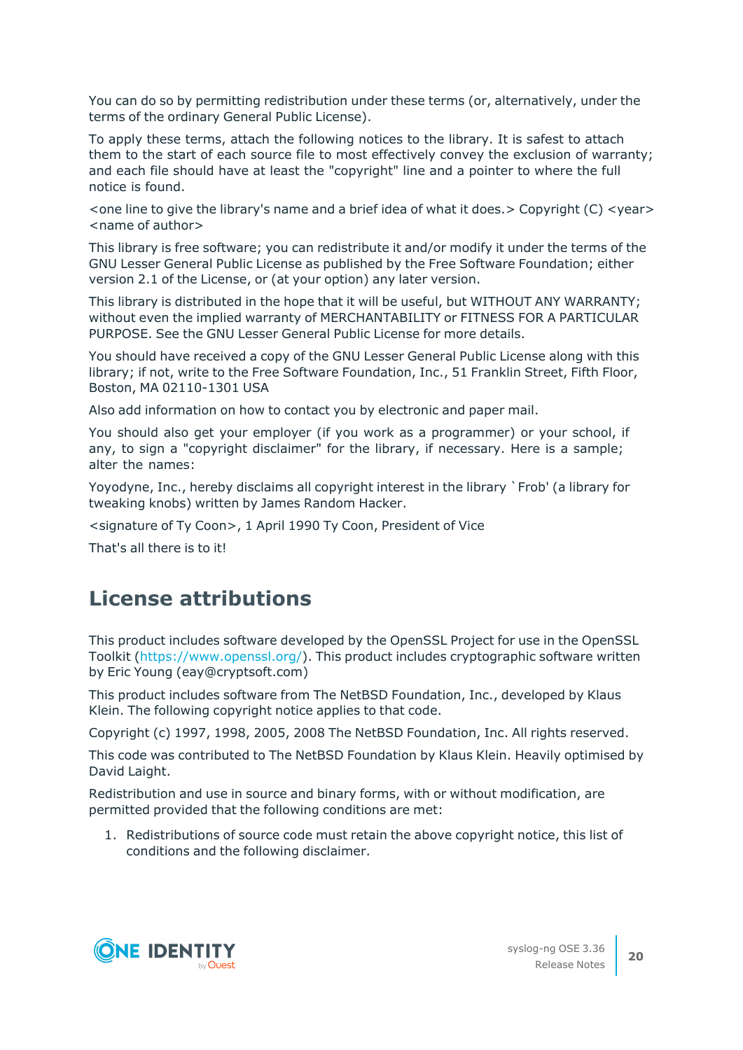You can do so by permitting redistribution under these terms (or, alternatively, under the terms of the ordinary General Public License).

To apply these terms, attach the following notices to the library. It is safest to attach them to the start of each source file to most effectively convey the exclusion of warranty; and each file should have at least the "copyright" line and a pointer to where the full notice is found.

<one line to give the library's name and a brief idea of what it does.> Copyright (C) <year> <name of author>

This library is free software; you can redistribute it and/or modify it under the terms of the GNU Lesser General Public License as published by the Free Software Foundation; either version 2.1 of the License, or (at your option) any later version.

This library is distributed in the hope that it will be useful, but WITHOUT ANY WARRANTY; without even the implied warranty of MERCHANTABILITY or FITNESS FOR A PARTICULAR PURPOSE. See the GNU Lesser General Public License for more details.

You should have received a copy of the GNU Lesser General Public License along with this library; if not, write to the Free Software Foundation, Inc., 51 Franklin Street, Fifth Floor, Boston, MA 02110-1301 USA

Also add information on how to contact you by electronic and paper mail.

You should also get your employer (if you work as a programmer) or your school, if any, to sign a "copyright disclaimer" for the library, if necessary. Here is a sample; alter the names:

Yoyodyne, Inc., hereby disclaims all copyright interest in the library `Frob' (a library for tweaking knobs) written by James Random Hacker.

<signature of Ty Coon>, 1 April 1990 Ty Coon, President of Vice

That's all there is to it!

## License attributions

This product includes software developed by the OpenSSL Project for use in the OpenSSL Toolkit (https://www.openssl.org/). This product includes cryptographic software written by Eric Young (eay@cryptsoft.com)

This product includes software from The NetBSD Foundation, Inc., developed by Klaus Klein. The following copyright notice applies to that code.

Copyright (c) 1997, 1998, 2005, 2008 The NetBSD Foundation, Inc. All rights reserved.

This code was contributed to The NetBSD Foundation by Klaus Klein. Heavily optimised by David Laight.

Redistribution and use in source and binary forms, with or without modification, are permitted provided that the following conditions are met:

1. Redistributions of source code must retain the above copyright notice, this list of conditions and the following disclaimer.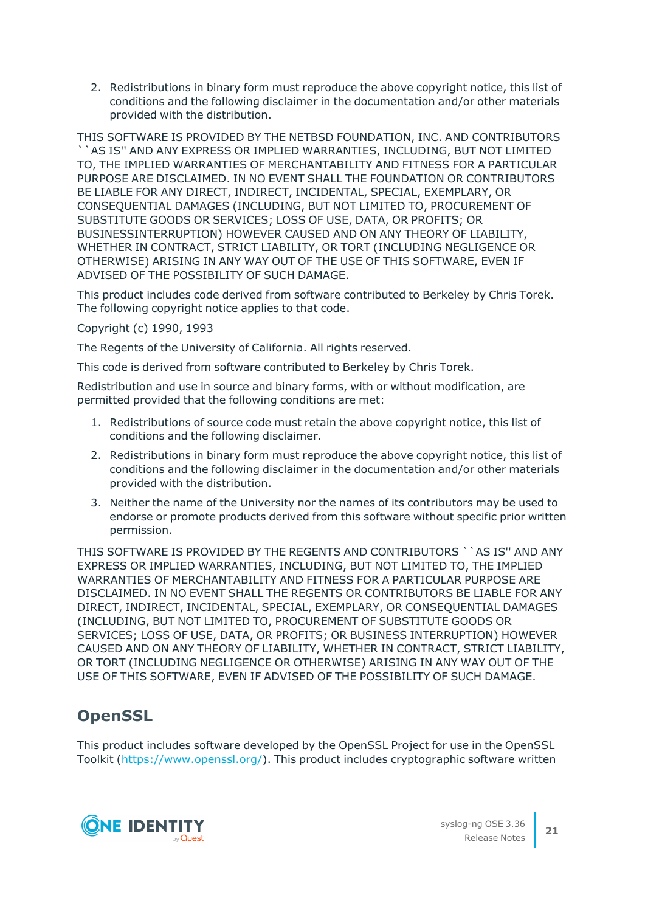2. Redistributions in binary form must reproduce the above copyright notice, this list of conditions and the following disclaimer in the documentation and/or other materials provided with the distribution.

THIS SOFTWARE IS PROVIDED BY THE NETBSD FOUNDATION, INC. AND CONTRIBUTORS ``AS IS'' AND ANY EXPRESS OR IMPLIED WARRANTIES, INCLUDING, BUT NOT LIMITED TO, THE IMPLIED WARRANTIES OF MERCHANTABILITY AND FITNESS FOR A PARTICULAR PURPOSE ARE DISCLAIMED. IN NO EVENT SHALL THE FOUNDATION OR CONTRIBUTORS BE LIABLE FOR ANY DIRECT, INDIRECT, INCIDENTAL, SPECIAL, EXEMPLARY, OR CONSEQUENTIAL DAMAGES (INCLUDING, BUT NOT LIMITED TO, PROCUREMENT OF SUBSTITUTE GOODS OR SERVICES; LOSS OF USE, DATA, OR PROFITS; OR BUSINESSINTERRUPTION) HOWEVER CAUSED AND ON ANY THEORY OF LIABILITY, WHETHER IN CONTRACT, STRICT LIABILITY, OR TORT (INCLUDING NEGLIGENCE OR OTHERWISE) ARISING IN ANY WAY OUT OF THE USE OF THIS SOFTWARE, EVEN IF ADVISED OF THE POSSIBILITY OF SUCH DAMAGE.

This product includes code derived from software contributed to Berkeley by Chris Torek. The following copyright notice applies to that code.

Copyright (c) 1990, 1993

The Regents of the University of California. All rights reserved.

This code is derived from software contributed to Berkeley by Chris Torek.

Redistribution and use in source and binary forms, with or without modification, are permitted provided that the following conditions are met:

1. Redistributions of source code must retain the above copyright notice, this list of conditions and the following disclaimer.
2. Redistributions in binary form must reproduce the above copyright notice, this list of conditions and the following disclaimer in the documentation and/or other materials provided with the distribution.
3. Neither the name of the University nor the names of its contributors may be used to endorse or promote products derived from this software without specific prior written permission.

THIS SOFTWARE IS PROVIDED BY THE REGENTS AND CONTRIBUTORS ``AS IS'' AND ANY EXPRESS OR IMPLIED WARRANTIES, INCLUDING, BUT NOT LIMITED TO, THE IMPLIED WARRANTIES OF MERCHANTABILITY AND FITNESS FOR A PARTICULAR PURPOSE ARE DISCLAIMED. IN NO EVENT SHALL THE REGENTS OR CONTRIBUTORS BE LIABLE FOR ANY DIRECT, INDIRECT, INCIDENTAL, SPECIAL, EXEMPLARY, OR CONSEQUENTIAL DAMAGES (INCLUDING, BUT NOT LIMITED TO, PROCUREMENT OF SUBSTITUTE GOODS OR SERVICES; LOSS OF USE, DATA, OR PROFITS; OR BUSINESS INTERRUPTION) HOWEVER CAUSED AND ON ANY THEORY OF LIABILITY, WHETHER IN CONTRACT, STRICT LIABILITY, OR TORT (INCLUDING NEGLIGENCE OR OTHERWISE) ARISING IN ANY WAY OUT OF THE USE OF THIS SOFTWARE, EVEN IF ADVISED OF THE POSSIBILITY OF SUCH DAMAGE.

## OpenSSL

This product includes software developed by the OpenSSL Project for use in the OpenSSL Toolkit (https://www.openssl.org/). This product includes cryptographic software written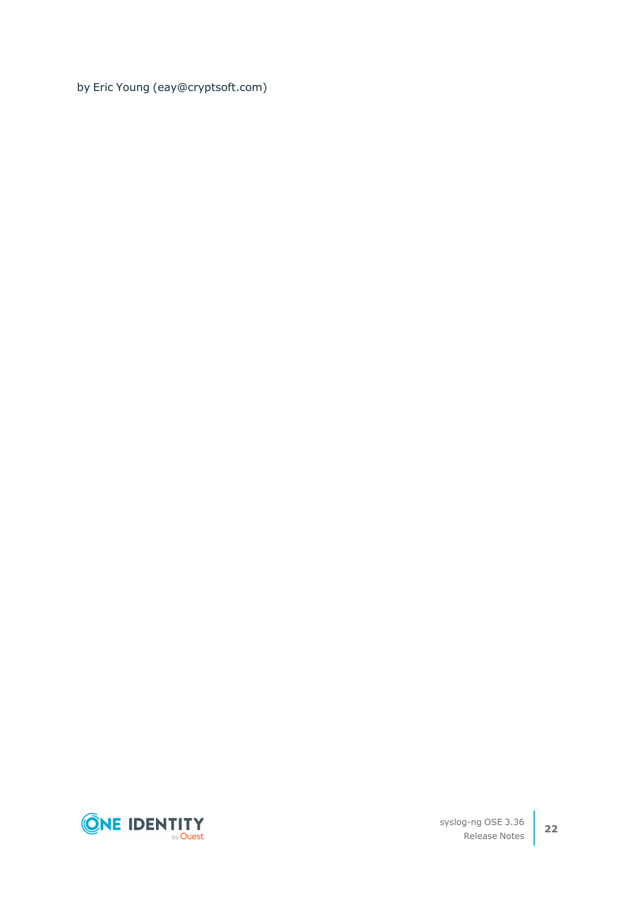by Eric Young (eay@cryptsoft.com)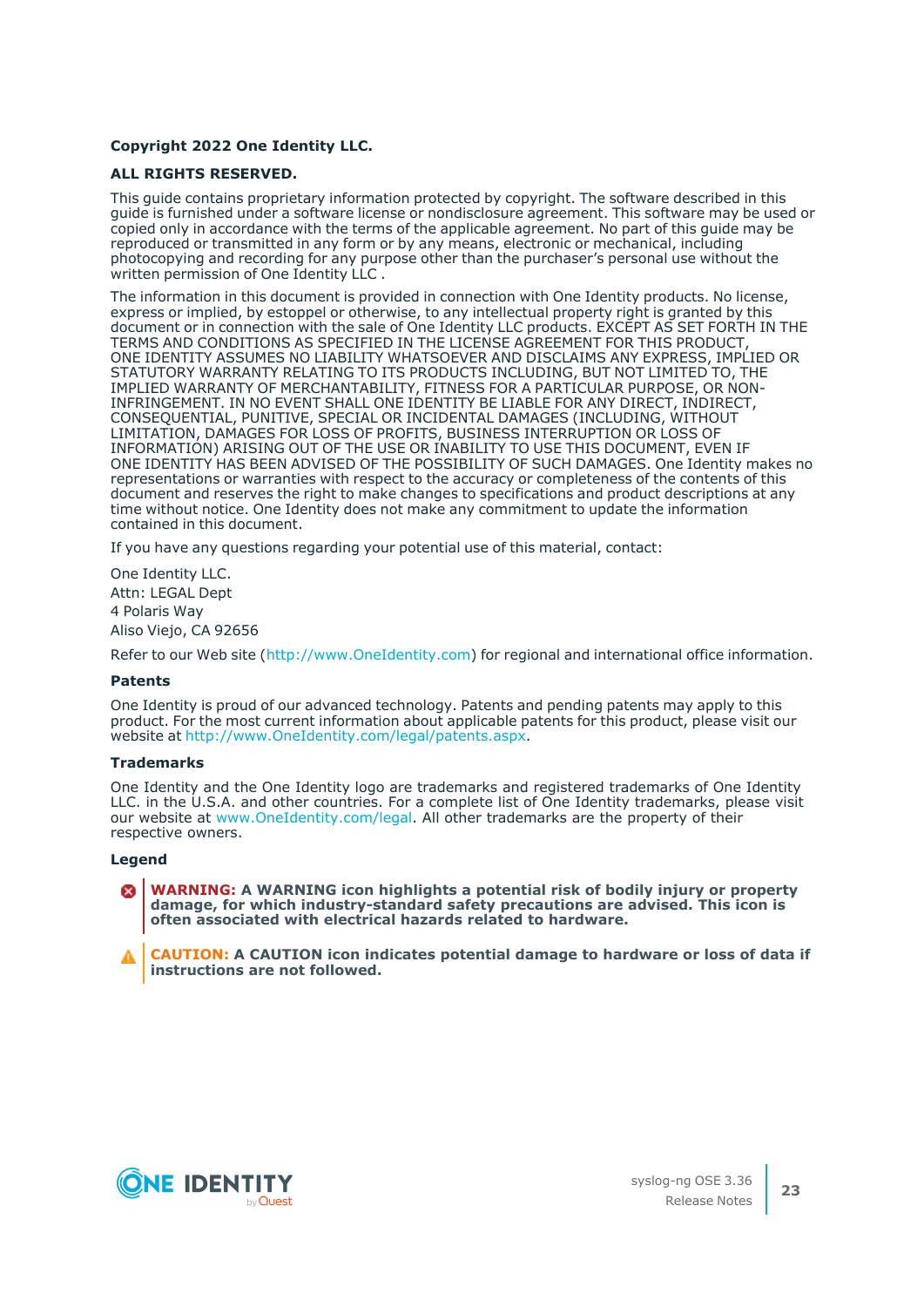**Copyright 2022 One Identity LLC.**

**ALL RIGHTS RESERVED.**

This guide contains proprietary information protected by copyright. The software described in this guide is furnished under a software license or nondisclosure agreement. This software may be used or copied only in accordance with the terms of the applicable agreement. No part of this guide may be reproduced or transmitted in any form or by any means, electronic or mechanical, including photocopying and recording for any purpose other than the purchaser's personal use without the written permission of One Identity LLC .

The information in this document is provided in connection with One Identity products. No license, express or implied, by estoppel or otherwise, to any intellectual property right is granted by this document or in connection with the sale of One Identity LLC products. EXCEPT AS SET FORTH IN THE TERMS AND CONDITIONS AS SPECIFIED IN THE LICENSE AGREEMENT FOR THIS PRODUCT, ONE IDENTITY ASSUMES NO LIABILITY WHATSOEVER AND DISCLAIMS ANY EXPRESS, IMPLIED OR STATUTORY WARRANTY RELATING TO ITS PRODUCTS INCLUDING, BUT NOT LIMITED TO, THE IMPLIED WARRANTY OF MERCHANTABILITY, FITNESS FOR A PARTICULAR PURPOSE, OR NON-INFRINGEMENT. IN NO EVENT SHALL ONE IDENTITY BE LIABLE FOR ANY DIRECT, INDIRECT, CONSEQUENTIAL, PUNITIVE, SPECIAL OR INCIDENTAL DAMAGES (INCLUDING, WITHOUT LIMITATION, DAMAGES FOR LOSS OF PROFITS, BUSINESS INTERRUPTION OR LOSS OF INFORMATION) ARISING OUT OF THE USE OR INABILITY TO USE THIS DOCUMENT, EVEN IF ONE IDENTITY HAS BEEN ADVISED OF THE POSSIBILITY OF SUCH DAMAGES. One Identity makes no representations or warranties with respect to the accuracy or completeness of the contents of this document and reserves the right to make changes to specifications and product descriptions at any time without notice. One Identity does not make any commitment to update the information contained in this document.

If you have any questions regarding your potential use of this material, contact:

One Identity LLC.
Attn: LEGAL Dept
4 Polaris Way
Aliso Viejo, CA 92656

Refer to our Web site (http://www.OneIdentity.com) for regional and international office information.

**Patents**

One Identity is proud of our advanced technology. Patents and pending patents may apply to this product. For the most current information about applicable patents for this product, please visit our website at http://www.OneIdentity.com/legal/patents.aspx.

**Trademarks**

One Identity and the One Identity logo are trademarks and registered trademarks of One Identity LLC. in the U.S.A. and other countries. For a complete list of One Identity trademarks, please visit our website at www.OneIdentity.com/legal. All other trademarks are the property of their respective owners.

**Legend**

**WARNING: A WARNING icon highlights a potential risk of bodily injury or property damage, for which industry-standard safety precautions are advised. This icon is often associated with electrical hazards related to hardware.**

**CAUTION: A CAUTION icon indicates potential damage to hardware or loss of data if instructions are not followed.**